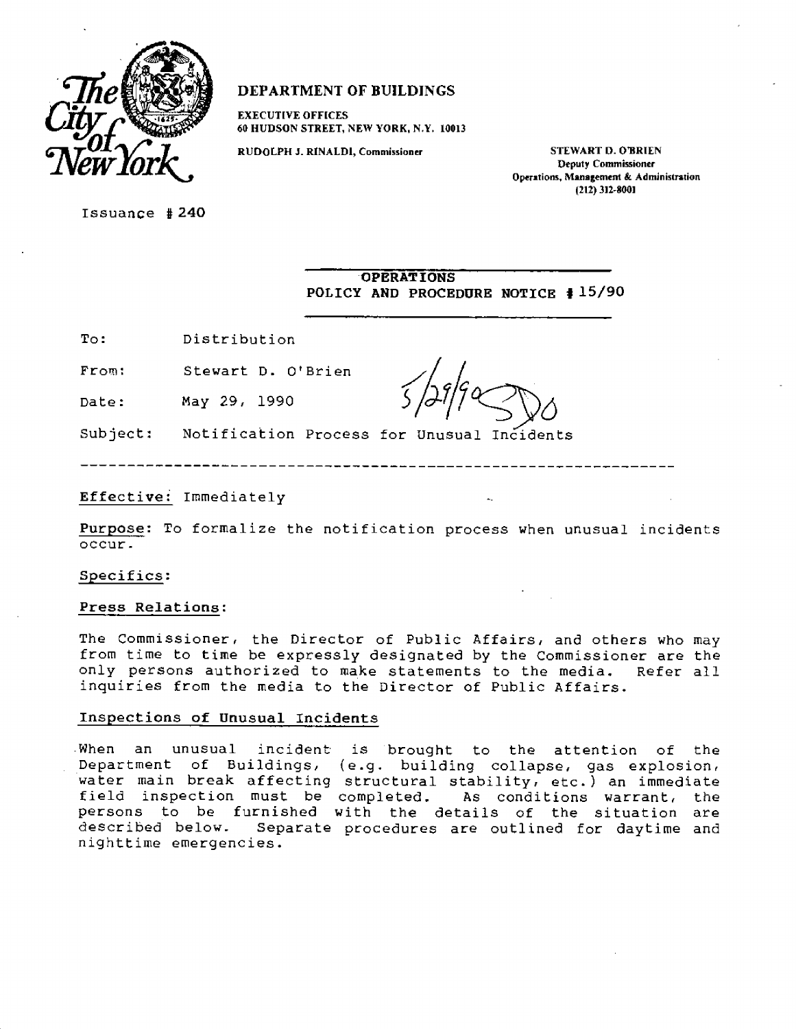The City of New York

**DEPARTMENT OF BUILDINGS**

EXECUTIVE OFFICES
60 HUDSON STREET, NEW YORK, N.Y. 10013

RUDOLPH J. RINALDI, Commissioner

STEWART D. O'BRIEN
Deputy Commissioner
Operations, Management & Administration
(212) 312-8001

Issuance # 240

**OPERATIONS**
**POLICY AND PROCEDURE NOTICE # 15/90**

To: Distribution

From: Stewart D. O'Brien

Date: May 29, 1990

Subject: Notification Process for Unusual Incidents

---

**Effective:** Immediately

**Purpose:** To formalize the notification process when unusual incidents occur.

**Specifics:**

**Press Relations:**

The Commissioner, the Director of Public Affairs, and others who may from time to time be expressly designated by the Commissioner are the only persons authorized to make statements to the media. Refer all inquiries from the media to the Director of Public Affairs.

**Inspections of Unusual Incidents**

When an unusual incident is brought to the attention of the Department of Buildings, (e.g. building collapse, gas explosion, water main break affecting structural stability, etc.) an immediate field inspection must be completed. As conditions warrant, the persons to be furnished with the details of the situation are described below. Separate procedures are outlined for daytime and nighttime emergencies.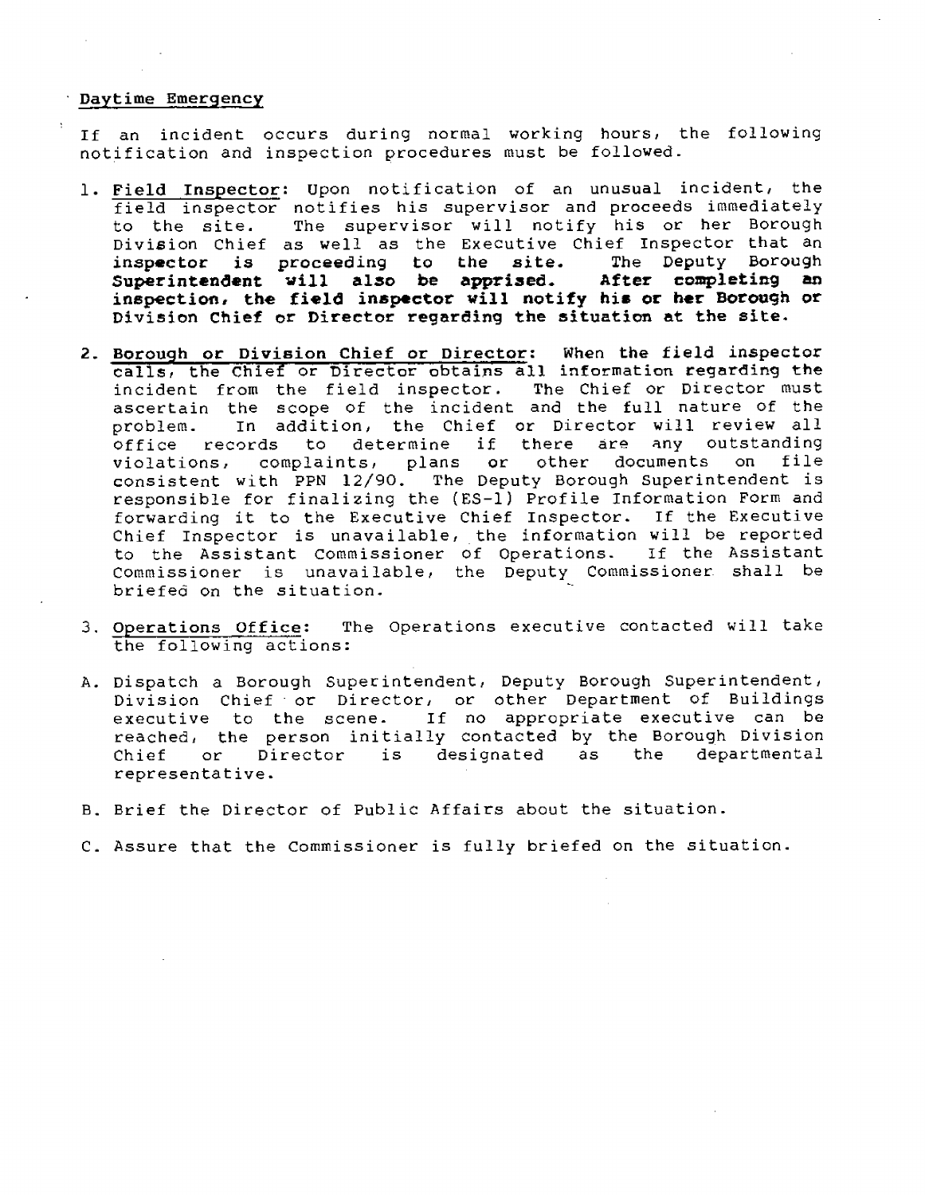Daytime Emergency

If an incident occurs during normal working hours, the following notification and inspection procedures must be followed.

1. Field Inspector: Upon notification of an unusual incident, the field inspector notifies his supervisor and proceeds immediately to the site. The supervisor will notify his or her Borough Division Chief as well as the Executive Chief Inspector that an **inspector is proceeding to the site. The Deputy Borough Superintendent will also be apprised. After completing an inspection, the field inspector will notify his or her Borough or Division Chief or Director regarding the situation at the site.**

2. Borough or Division Chief or Director: When the field inspector calls, the Chief or Director obtains all information regarding the incident from the field inspector. The Chief or Director must ascertain the scope of the incident and the full nature of the problem. In addition, the Chief or Director will review all office records to determine if there are any outstanding violations, complaints, plans or other documents on file consistent with PPN 12/90. The Deputy Borough Superintendent is responsible for finalizing the (ES-1) Profile Information Form and forwarding it to the Executive Chief Inspector. If the Executive Chief Inspector is unavailable, the information will be reported to the Assistant Commissioner of Operations. If the Assistant Commissioner is unavailable, the Deputy Commissioner shall be briefed on the situation.

3. Operations Office: The Operations executive contacted will take the following actions:

A. Dispatch a Borough Superintendent, Deputy Borough Superintendent, Division Chief or Director, or other Department of Buildings executive to the scene. If no appropriate executive can be reached, the person initially contacted by the Borough Division Chief or Director is designated as the departmental representative.

B. Brief the Director of Public Affairs about the situation.

C. Assure that the Commissioner is fully briefed on the situation.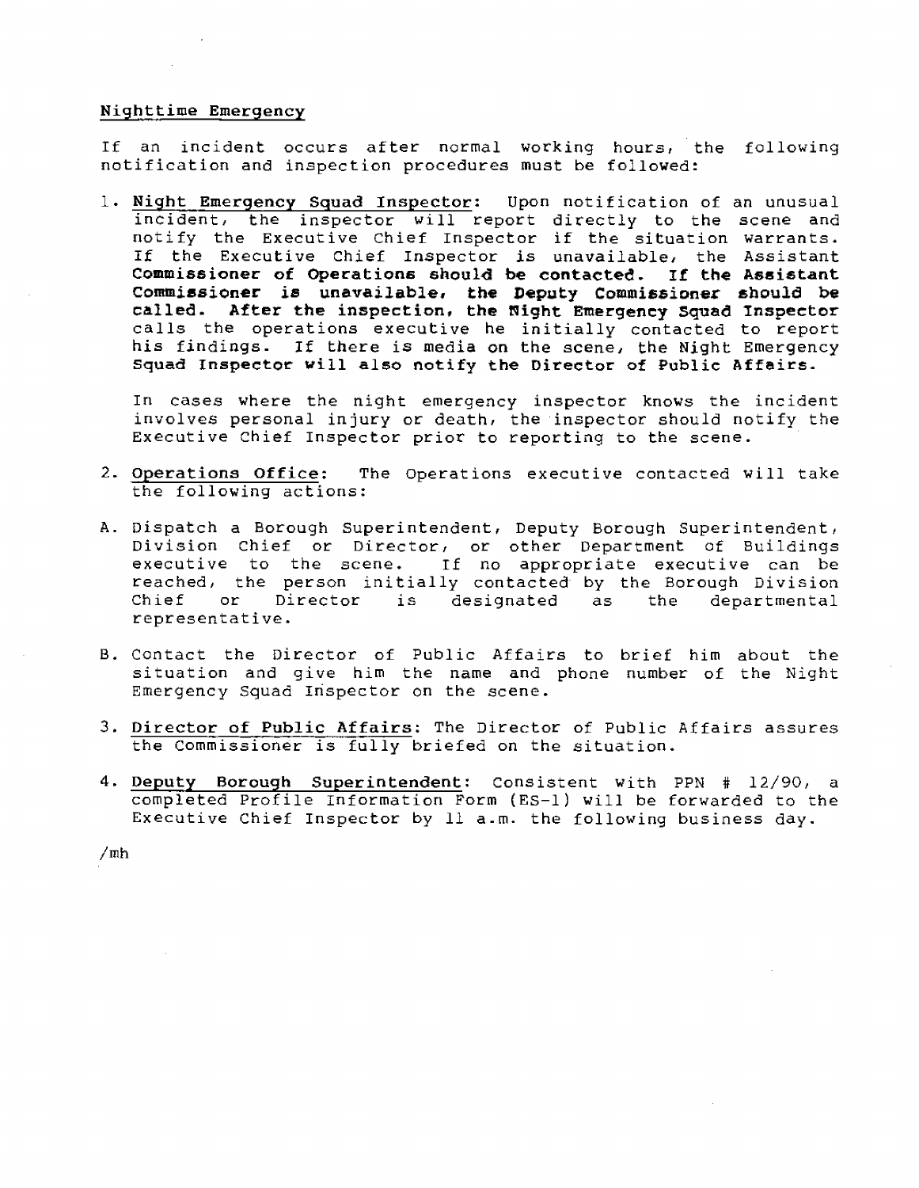## Nighttime Emergency

If an incident occurs after normal working hours, the following notification and inspection procedures must be followed:

1. **Night Emergency Squad Inspector**: Upon notification of an unusual incident, the inspector will report directly to the scene and notify the Executive Chief Inspector if the situation warrants. If the Executive Chief Inspector is unavailable, the Assistant Commissioner of Operations should be contacted. If the Assistant Commissioner is unavailable, the Deputy Commissioner should be called. After the inspection, the Night Emergency Squad Inspector calls the operations executive he initially contacted to report his findings. If there is media on the scene, the Night Emergency Squad Inspector will also notify the Director of Public Affairs.

   In cases where the night emergency inspector knows the incident involves personal injury or death, the inspector should notify the Executive Chief Inspector prior to reporting to the scene.

2. **Operations Office**: The Operations executive contacted will take the following actions:

A. Dispatch a Borough Superintendent, Deputy Borough Superintendent, Division Chief or Director, or other Department of Buildings executive to the scene. If no appropriate executive can be reached, the person initially contacted by the Borough Division Chief or Director is designated as the departmental representative.

B. Contact the Director of Public Affairs to brief him about the situation and give him the name and phone number of the Night Emergency Squad Inspector on the scene.

3. **Director of Public Affairs**: The Director of Public Affairs assures the Commissioner is fully briefed on the situation.

4. **Deputy Borough Superintendent**: Consistent with PPN # 12/90, a completed Profile Information Form (ES-1) will be forwarded to the Executive Chief Inspector by 11 a.m. the following business day.

/mh